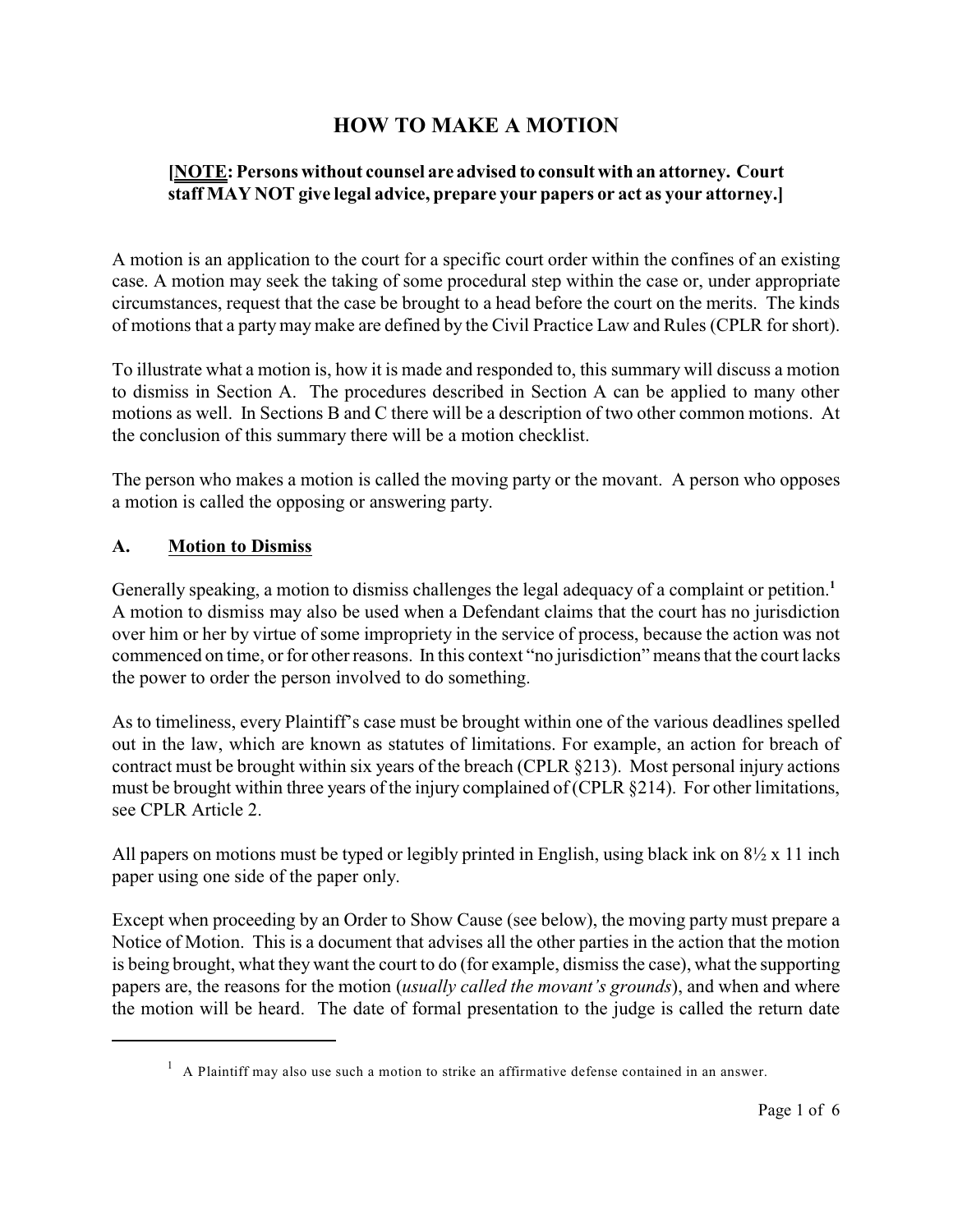# HOW TO MAKE A MOTION

**[<u>NOTE</u>: Persons without counsel are advised to consult with an attorney. Court staff MAY NOT give legal advice, prepare your papers or act as your attorney.]**

A motion is an application to the court for a specific court order within the confines of an existing case. A motion may seek the taking of some procedural step within the case or, under appropriate circumstances, request that the case be brought to a head before the court on the merits. The kinds of motions that a party may make are defined by the Civil Practice Law and Rules (CPLR for short).

To illustrate what a motion is, how it is made and responded to, this summary will discuss a motion to dismiss in Section A. The procedures described in Section A can be applied to many other motions as well. In Sections B and C there will be a description of two other common motions. At the conclusion of this summary there will be a motion checklist.

The person who makes a motion is called the moving party or the movant. A person who opposes a motion is called the opposing or answering party.

## A. <u>Motion to Dismiss</u>

Generally speaking, a motion to dismiss challenges the legal adequacy of a complaint or petition.[1] A motion to dismiss may also be used when a Defendant claims that the court has no jurisdiction over him or her by virtue of some impropriety in the service of process, because the action was not commenced on time, or for other reasons. In this context "no jurisdiction" means that the court lacks the power to order the person involved to do something.

As to timeliness, every Plaintiff's case must be brought within one of the various deadlines spelled out in the law, which are known as statutes of limitations. For example, an action for breach of contract must be brought within six years of the breach (CPLR §213). Most personal injury actions must be brought within three years of the injury complained of (CPLR §214). For other limitations, see CPLR Article 2.

All papers on motions must be typed or legibly printed in English, using black ink on 8½ x 11 inch paper using one side of the paper only.

Except when proceeding by an Order to Show Cause (see below), the moving party must prepare a Notice of Motion. This is a document that advises all the other parties in the action that the motion is being brought, what they want the court to do (for example, dismiss the case), what the supporting papers are, the reasons for the motion (*usually called the movant's grounds*), and when and where the motion will be heard. The date of formal presentation to the judge is called the return date

---

[1] A Plaintiff may also use such a motion to strike an affirmative defense contained in an answer.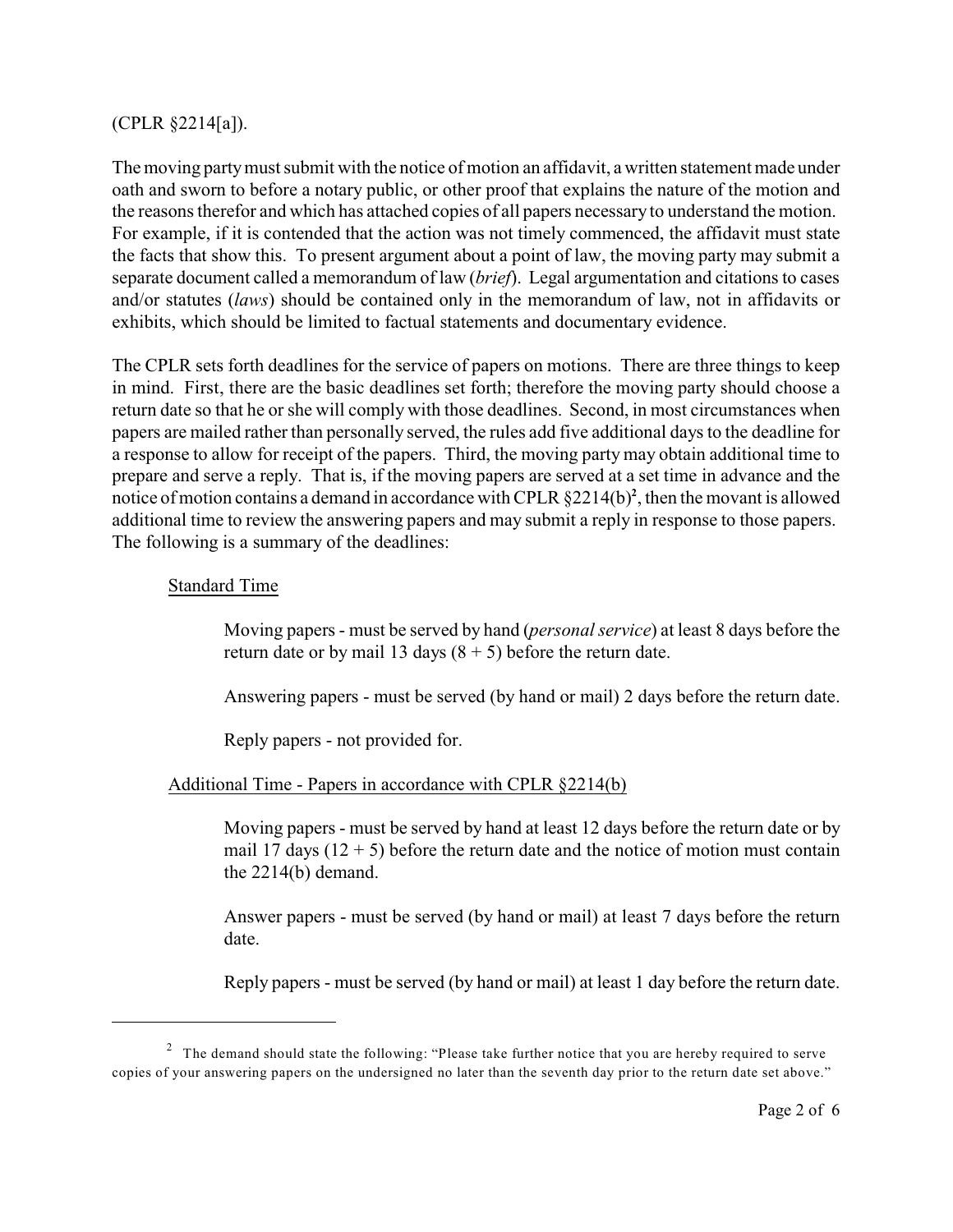(CPLR §2214[a]).

The moving party must submit with the notice of motion an affidavit, a written statement made under oath and sworn to before a notary public, or other proof that explains the nature of the motion and the reasons therefor and which has attached copies of all papers necessary to understand the motion. For example, if it is contended that the action was not timely commenced, the affidavit must state the facts that show this. To present argument about a point of law, the moving party may submit a separate document called a memorandum of law (*brief*). Legal argumentation and citations to cases and/or statutes (*laws*) should be contained only in the memorandum of law, not in affidavits or exhibits, which should be limited to factual statements and documentary evidence.

The CPLR sets forth deadlines for the service of papers on motions. There are three things to keep in mind. First, there are the basic deadlines set forth; therefore the moving party should choose a return date so that he or she will comply with those deadlines. Second, in most circumstances when papers are mailed rather than personally served, the rules add five additional days to the deadline for a response to allow for receipt of the papers. Third, the moving party may obtain additional time to prepare and serve a reply. That is, if the moving papers are served at a set time in advance and the notice of motion contains a demand in accordance with CPLR §2214(b)[2], then the movant is allowed additional time to review the answering papers and may submit a reply in response to those papers. The following is a summary of the deadlines:

<u>Standard Time</u>

> Moving papers - must be served by hand (*personal service*) at least 8 days before the return date or by mail 13 days (8 + 5) before the return date.
>
> Answering papers - must be served (by hand or mail) 2 days before the return date.
>
> Reply papers - not provided for.

<u>Additional Time - Papers in accordance with CPLR §2214(b)</u>

> Moving papers - must be served by hand at least 12 days before the return date or by mail 17 days (12 + 5) before the return date and the notice of motion must contain the 2214(b) demand.
>
> Answer papers - must be served (by hand or mail) at least 7 days before the return date.
>
> Reply papers - must be served (by hand or mail) at least 1 day before the return date.

---

[2] The demand should state the following: "Please take further notice that you are hereby required to serve copies of your answering papers on the undersigned no later than the seventh day prior to the return date set above."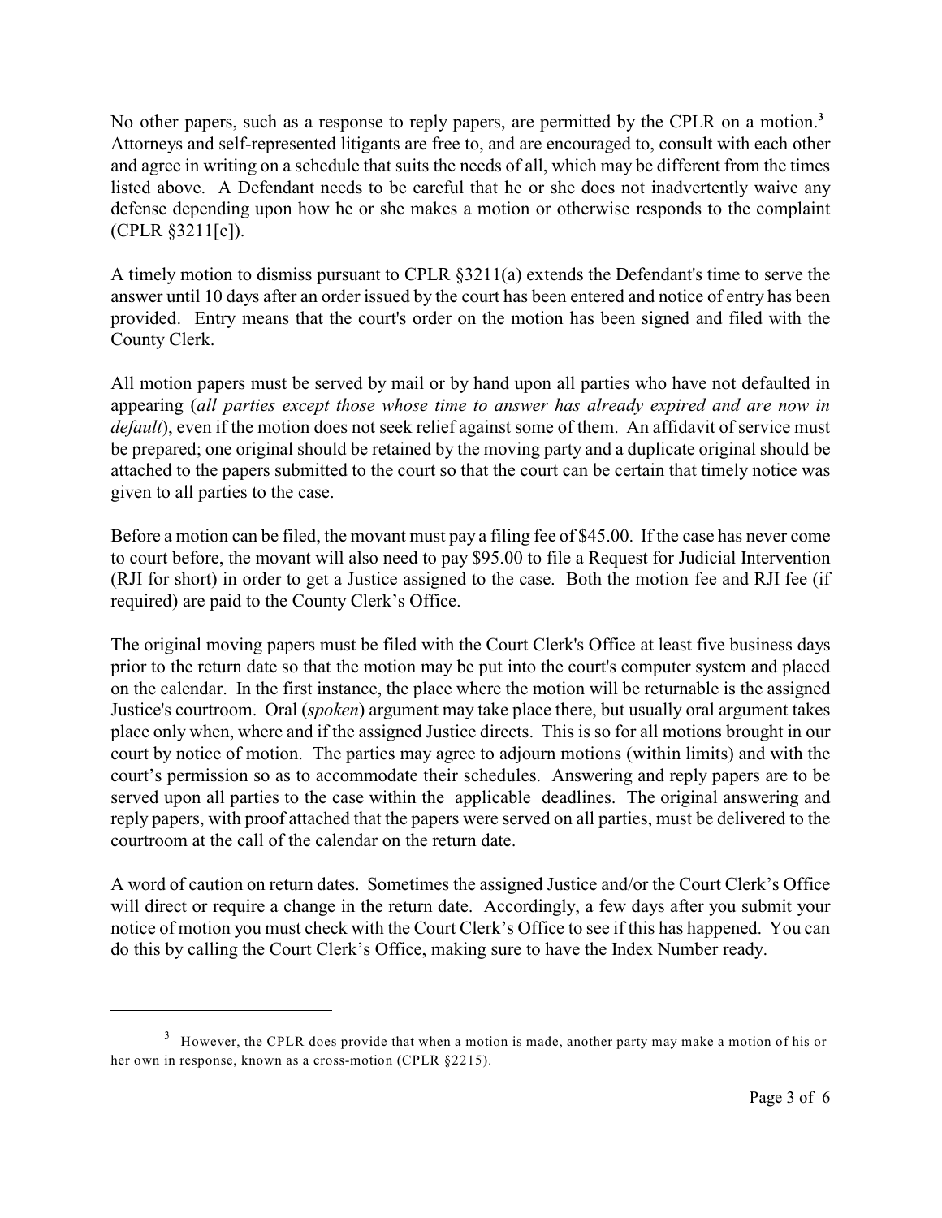No other papers, such as a response to reply papers, are permitted by the CPLR on a motion.[3] Attorneys and self-represented litigants are free to, and are encouraged to, consult with each other and agree in writing on a schedule that suits the needs of all, which may be different from the times listed above. A Defendant needs to be careful that he or she does not inadvertently waive any defense depending upon how he or she makes a motion or otherwise responds to the complaint (CPLR §3211[e]).

A timely motion to dismiss pursuant to CPLR §3211(a) extends the Defendant's time to serve the answer until 10 days after an order issued by the court has been entered and notice of entry has been provided. Entry means that the court's order on the motion has been signed and filed with the County Clerk.

All motion papers must be served by mail or by hand upon all parties who have not defaulted in appearing (*all parties except those whose time to answer has already expired and are now in default*), even if the motion does not seek relief against some of them. An affidavit of service must be prepared; one original should be retained by the moving party and a duplicate original should be attached to the papers submitted to the court so that the court can be certain that timely notice was given to all parties to the case.

Before a motion can be filed, the movant must pay a filing fee of $45.00. If the case has never come to court before, the movant will also need to pay $95.00 to file a Request for Judicial Intervention (RJI for short) in order to get a Justice assigned to the case. Both the motion fee and RJI fee (if required) are paid to the County Clerk's Office.

The original moving papers must be filed with the Court Clerk's Office at least five business days prior to the return date so that the motion may be put into the court's computer system and placed on the calendar. In the first instance, the place where the motion will be returnable is the assigned Justice's courtroom. Oral (*spoken*) argument may take place there, but usually oral argument takes place only when, where and if the assigned Justice directs. This is so for all motions brought in our court by notice of motion. The parties may agree to adjourn motions (within limits) and with the court's permission so as to accommodate their schedules. Answering and reply papers are to be served upon all parties to the case within the applicable deadlines. The original answering and reply papers, with proof attached that the papers were served on all parties, must be delivered to the courtroom at the call of the calendar on the return date.

A word of caution on return dates. Sometimes the assigned Justice and/or the Court Clerk's Office will direct or require a change in the return date. Accordingly, a few days after you submit your notice of motion you must check with the Court Clerk's Office to see if this has happened. You can do this by calling the Court Clerk's Office, making sure to have the Index Number ready.

---

[3] However, the CPLR does provide that when a motion is made, another party may make a motion of his or her own in response, known as a cross-motion (CPLR §2215).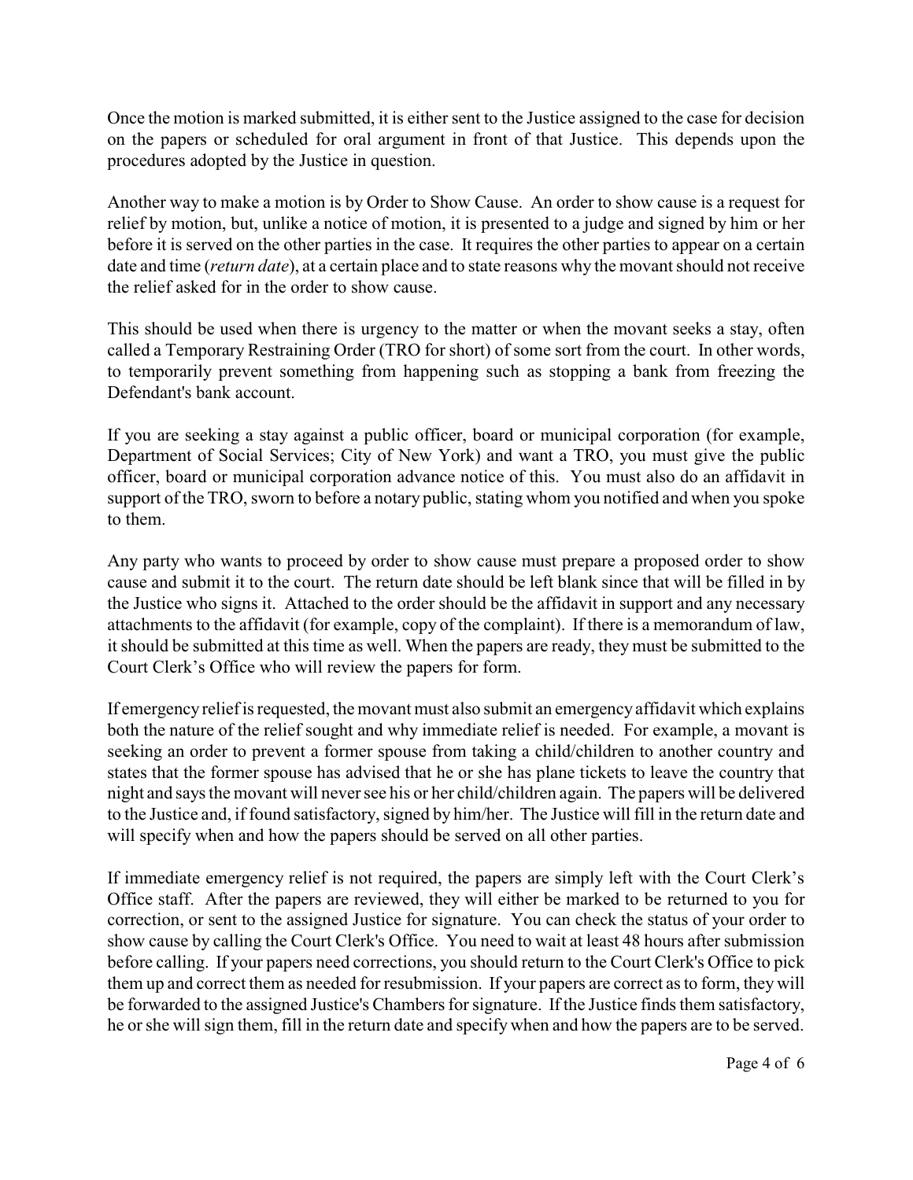Once the motion is marked submitted, it is either sent to the Justice assigned to the case for decision on the papers or scheduled for oral argument in front of that Justice. This depends upon the procedures adopted by the Justice in question.

Another way to make a motion is by Order to Show Cause. An order to show cause is a request for relief by motion, but, unlike a notice of motion, it is presented to a judge and signed by him or her before it is served on the other parties in the case. It requires the other parties to appear on a certain date and time (*return date*), at a certain place and to state reasons why the movant should not receive the relief asked for in the order to show cause.

This should be used when there is urgency to the matter or when the movant seeks a stay, often called a Temporary Restraining Order (TRO for short) of some sort from the court. In other words, to temporarily prevent something from happening such as stopping a bank from freezing the Defendant's bank account.

If you are seeking a stay against a public officer, board or municipal corporation (for example, Department of Social Services; City of New York) and want a TRO, you must give the public officer, board or municipal corporation advance notice of this. You must also do an affidavit in support of the TRO, sworn to before a notary public, stating whom you notified and when you spoke to them.

Any party who wants to proceed by order to show cause must prepare a proposed order to show cause and submit it to the court. The return date should be left blank since that will be filled in by the Justice who signs it. Attached to the order should be the affidavit in support and any necessary attachments to the affidavit (for example, copy of the complaint). If there is a memorandum of law, it should be submitted at this time as well. When the papers are ready, they must be submitted to the Court Clerk's Office who will review the papers for form.

If emergency relief is requested, the movant must also submit an emergency affidavit which explains both the nature of the relief sought and why immediate relief is needed. For example, a movant is seeking an order to prevent a former spouse from taking a child/children to another country and states that the former spouse has advised that he or she has plane tickets to leave the country that night and says the movant will never see his or her child/children again. The papers will be delivered to the Justice and, if found satisfactory, signed by him/her. The Justice will fill in the return date and will specify when and how the papers should be served on all other parties.

If immediate emergency relief is not required, the papers are simply left with the Court Clerk's Office staff. After the papers are reviewed, they will either be marked to be returned to you for correction, or sent to the assigned Justice for signature. You can check the status of your order to show cause by calling the Court Clerk's Office. You need to wait at least 48 hours after submission before calling. If your papers need corrections, you should return to the Court Clerk's Office to pick them up and correct them as needed for resubmission. If your papers are correct as to form, they will be forwarded to the assigned Justice's Chambers for signature. If the Justice finds them satisfactory, he or she will sign them, fill in the return date and specify when and how the papers are to be served.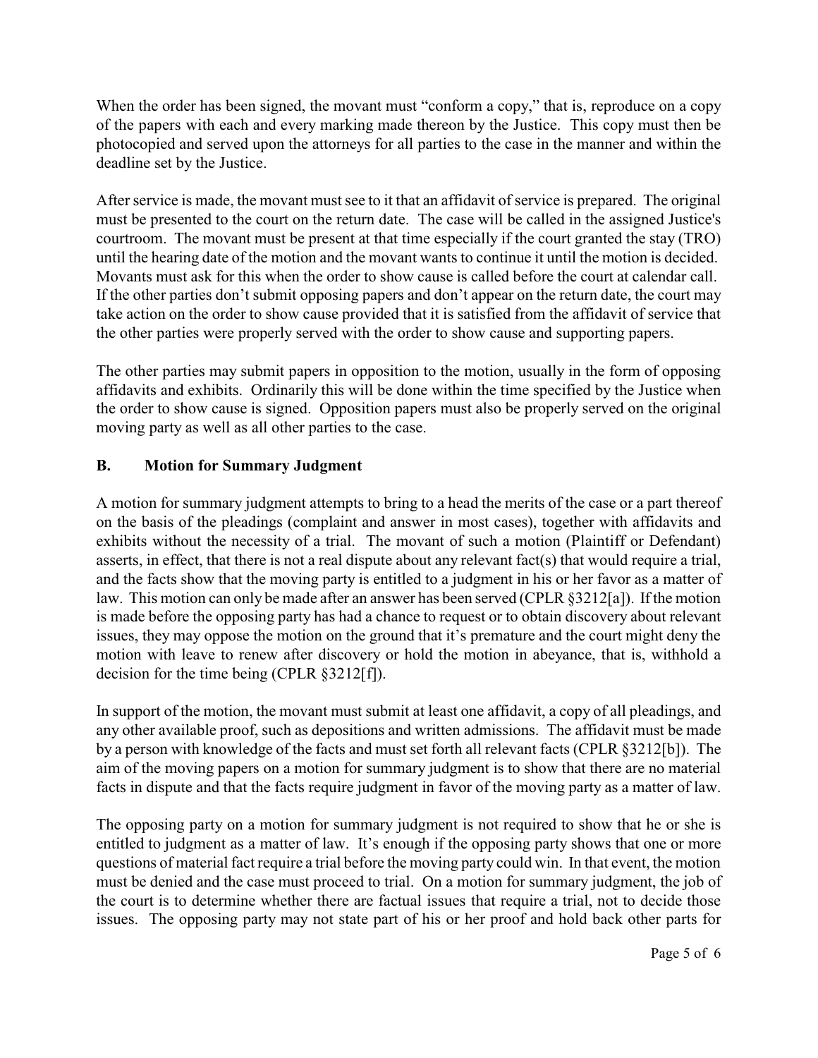When the order has been signed, the movant must "conform a copy," that is, reproduce on a copy of the papers with each and every marking made thereon by the Justice. This copy must then be photocopied and served upon the attorneys for all parties to the case in the manner and within the deadline set by the Justice.

After service is made, the movant must see to it that an affidavit of service is prepared. The original must be presented to the court on the return date. The case will be called in the assigned Justice's courtroom. The movant must be present at that time especially if the court granted the stay (TRO) until the hearing date of the motion and the movant wants to continue it until the motion is decided. Movants must ask for this when the order to show cause is called before the court at calendar call. If the other parties don't submit opposing papers and don't appear on the return date, the court may take action on the order to show cause provided that it is satisfied from the affidavit of service that the other parties were properly served with the order to show cause and supporting papers.

The other parties may submit papers in opposition to the motion, usually in the form of opposing affidavits and exhibits. Ordinarily this will be done within the time specified by the Justice when the order to show cause is signed. Opposition papers must also be properly served on the original moving party as well as all other parties to the case.

## B. Motion for Summary Judgment

A motion for summary judgment attempts to bring to a head the merits of the case or a part thereof on the basis of the pleadings (complaint and answer in most cases), together with affidavits and exhibits without the necessity of a trial. The movant of such a motion (Plaintiff or Defendant) asserts, in effect, that there is not a real dispute about any relevant fact(s) that would require a trial, and the facts show that the moving party is entitled to a judgment in his or her favor as a matter of law. This motion can only be made after an answer has been served (CPLR §3212[a]). If the motion is made before the opposing party has had a chance to request or to obtain discovery about relevant issues, they may oppose the motion on the ground that it's premature and the court might deny the motion with leave to renew after discovery or hold the motion in abeyance, that is, withhold a decision for the time being (CPLR §3212[f]).

In support of the motion, the movant must submit at least one affidavit, a copy of all pleadings, and any other available proof, such as depositions and written admissions. The affidavit must be made by a person with knowledge of the facts and must set forth all relevant facts (CPLR §3212[b]). The aim of the moving papers on a motion for summary judgment is to show that there are no material facts in dispute and that the facts require judgment in favor of the moving party as a matter of law.

The opposing party on a motion for summary judgment is not required to show that he or she is entitled to judgment as a matter of law. It's enough if the opposing party shows that one or more questions of material fact require a trial before the moving party could win. In that event, the motion must be denied and the case must proceed to trial. On a motion for summary judgment, the job of the court is to determine whether there are factual issues that require a trial, not to decide those issues. The opposing party may not state part of his or her proof and hold back other parts for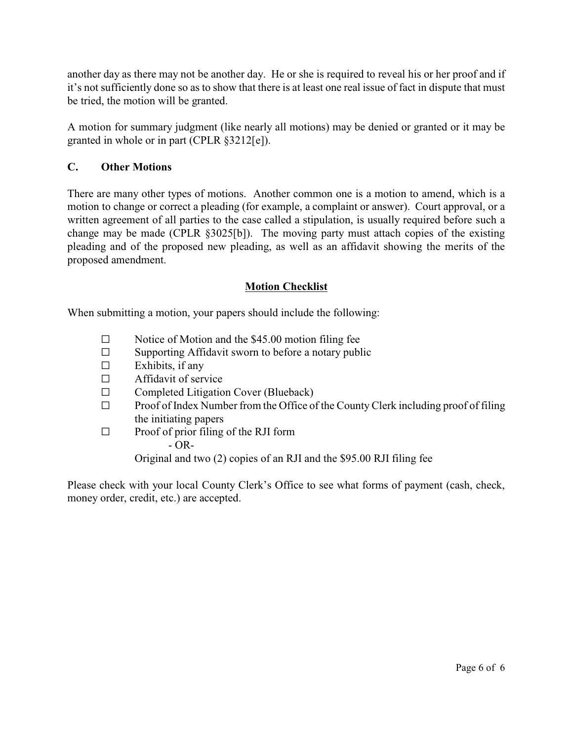another day as there may not be another day. He or she is required to reveal his or her proof and if it's not sufficiently done so as to show that there is at least one real issue of fact in dispute that must be tried, the motion will be granted.

A motion for summary judgment (like nearly all motions) may be denied or granted or it may be granted in whole or in part (CPLR §3212[e]).

## C. Other Motions

There are many other types of motions. Another common one is a motion to amend, which is a motion to change or correct a pleading (for example, a complaint or answer). Court approval, or a written agreement of all parties to the case called a stipulation, is usually required before such a change may be made (CPLR §3025[b]). The moving party must attach copies of the existing pleading and of the proposed new pleading, as well as an affidavit showing the merits of the proposed amendment.

## Motion Checklist

When submitting a motion, your papers should include the following:

- ☐ Notice of Motion and the $45.00 motion filing fee
- ☐ Supporting Affidavit sworn to before a notary public
- ☐ Exhibits, if any
- ☐ Affidavit of service
- ☐ Completed Litigation Cover (Blueback)
- ☐ Proof of Index Number from the Office of the County Clerk including proof of filing the initiating papers
- ☐ Proof of prior filing of the RJI form

  - OR-

  Original and two (2) copies of an RJI and the $95.00 RJI filing fee

Please check with your local County Clerk's Office to see what forms of payment (cash, check, money order, credit, etc.) are accepted.